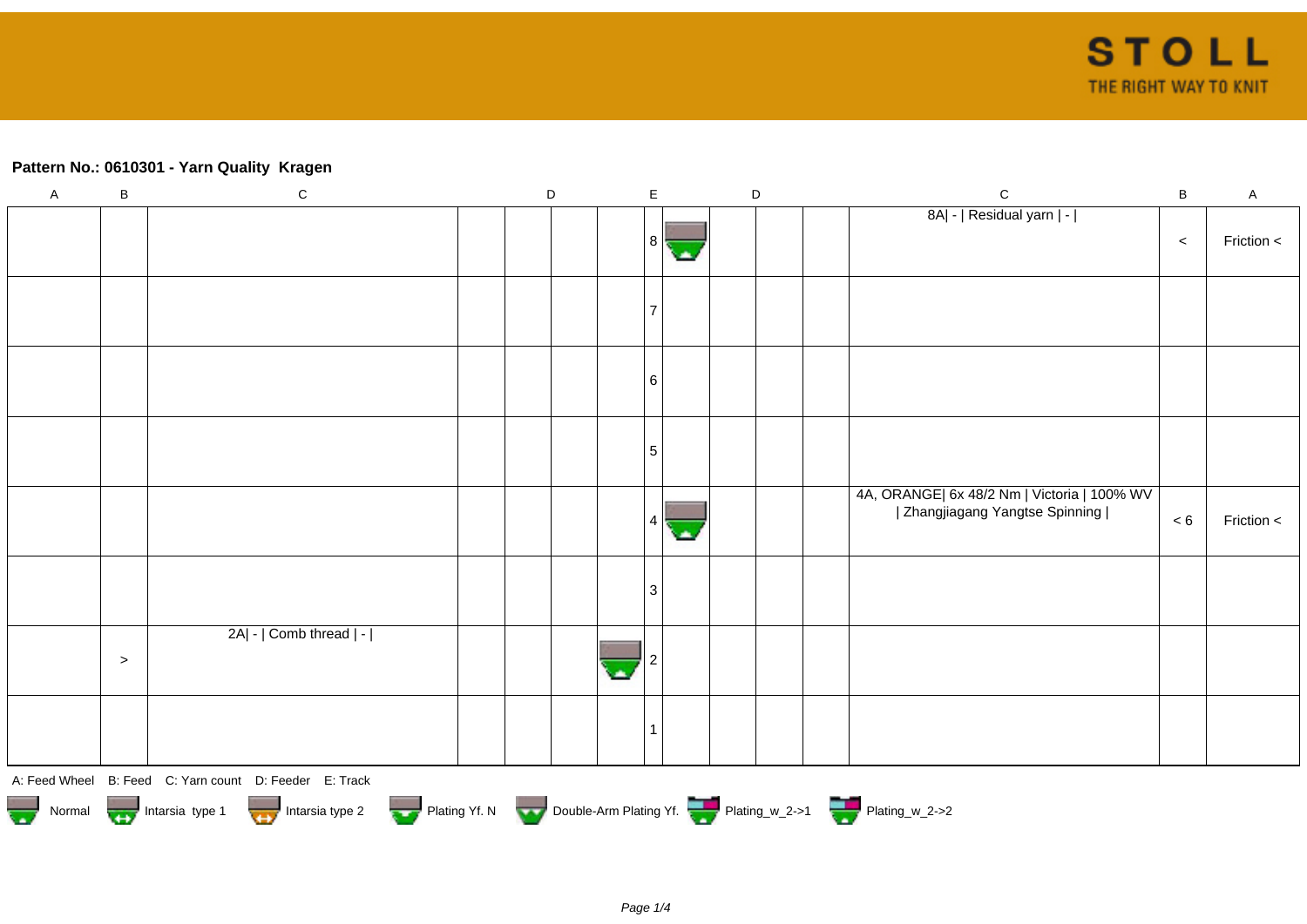**Pattern No.: 0610301 - Yarn Quality  Kragen**

| A | B | C | D | D | D | D | E | D | D | D | D | C | B | A |
|---|---|---|---|---|---|---|---|---|---|---|---|---|---|---|
| | | | | | | | 8 | | | | | 8A\| - \| Residual yarn \| - \| | < | Friction < |
| | | | | | | | 7 | | | | | | | |
| | | | | | | | 6 | | | | | | | |
| | | | | | | | 5 | | | | | | | |
| | | | | | | | 4 | | | | | 4A, ORANGE\| 6x 48/2 Nm \| Victoria \| 100% WV \| Zhangjiagang Yangtse Spinning \| | < 6 | Friction < |
| | | | | | | | 3 | | | | | | | |
| | > | 2A\| - \| Comb thread \| - \| | | | | | 2 | | | | | | | |
| | | | | | | | 1 | | | | | | | |

A: Feed Wheel   B: Feed   C: Yarn count   D: Feeder   E: Track

Normal   Intarsia type 1   Intarsia type 2   Plating Yf. N   Double-Arm Plating Yf.   Plating_w_2->1   Plating_w_2->2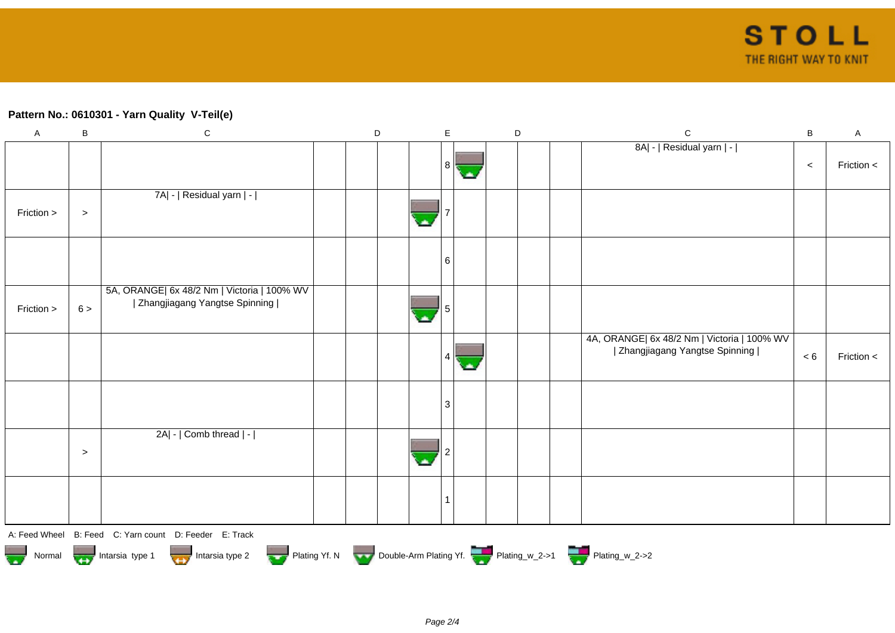**Pattern No.: 0610301 - Yarn Quality  V-Teil(e)**

| A | B | C | D | D | D | D | E | D | D | D | D | C | B | A |
|---|---|---|---|---|---|---|---|---|---|---|---|---|---|---|
| | | | | | | | 8 | | | | | 8A\| - \| Residual yarn \| - \| | < | Friction < |
| Friction > | > | 7A\| - \| Residual yarn \| - \| | | | | | 7 | | | | | | | |
| | | | | | | | 6 | | | | | | | |
| Friction > | 6 > | 5A, ORANGE\| 6x 48/2 Nm \| Victoria \| 100% WV \| Zhangjiagang Yangtse Spinning \| | | | | | 5 | | | | | | | |
| | | | | | | | 4 | | | | | 4A, ORANGE\| 6x 48/2 Nm \| Victoria \| 100% WV \| Zhangjiagang Yangtse Spinning \| | < 6 | Friction < |
| | | | | | | | 3 | | | | | | | |
| | > | 2A\| - \| Comb thread \| - \| | | | | | 2 | | | | | | | |
| | | | | | | | 1 | | | | | | | |

A: Feed Wheel   B: Feed   C: Yarn count   D: Feeder   E: Track

Normal   Intarsia type 1   Intarsia type 2   Plating Yf. N   Double-Arm Plating Yf.   Plating_w_2->1   Plating_w_2->2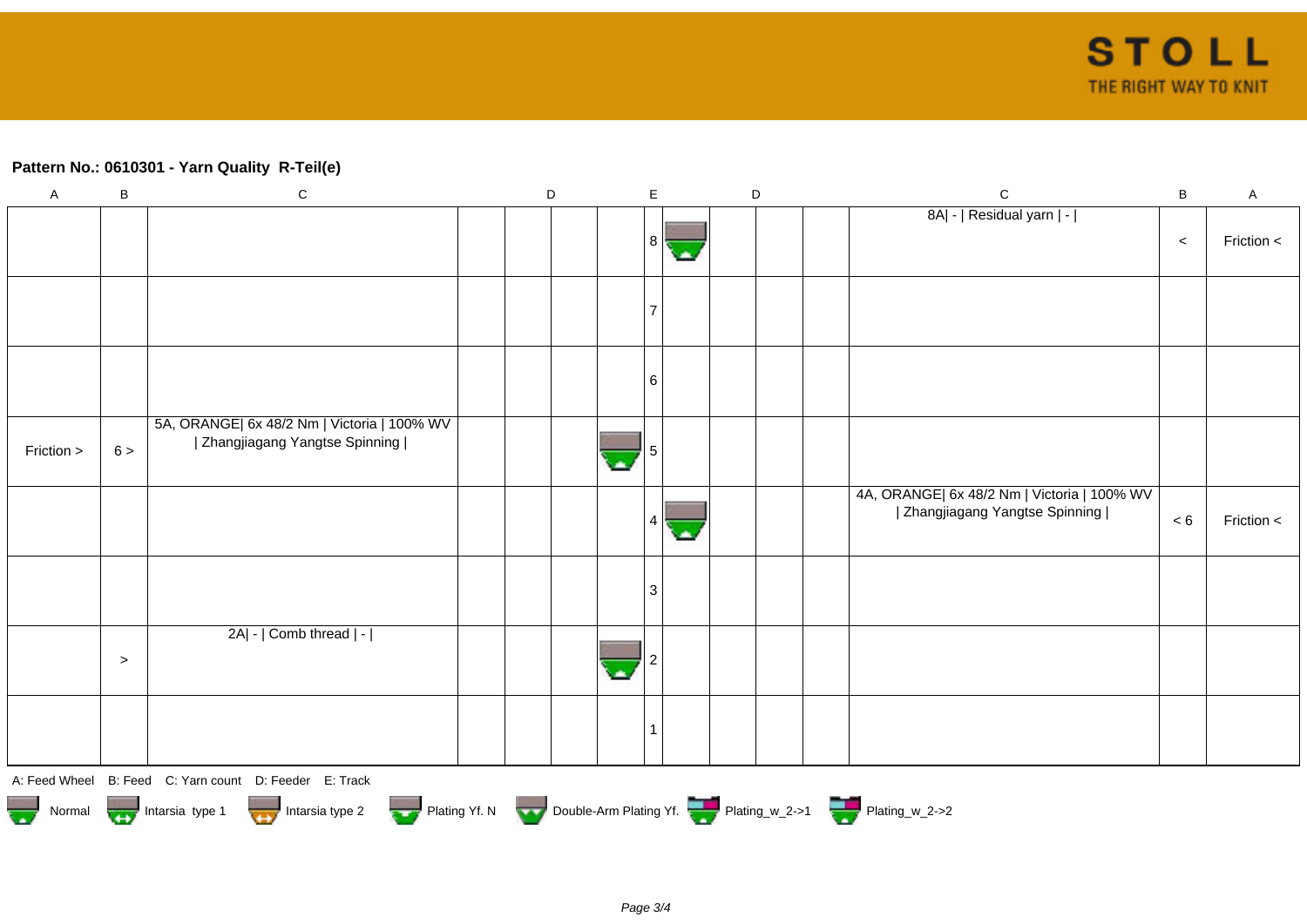**Pattern No.: 0610301 - Yarn Quality  R-Teil(e)**

| A | B | C | D | D | D | D | E | D | D | D | D | C | B | A |
|---|---|---|---|---|---|---|---|---|---|---|---|---|---|---|
| | | | | | | | 8 | | | | | 8A\| - \| Residual yarn \| - \| | < | Friction < |
| | | | | | | | 7 | | | | | | | |
| | | | | | | | 6 | | | | | | | |
| Friction > | 6 > | 5A, ORANGE\| 6x 48/2 Nm \| Victoria \| 100% WV \| Zhangjiagang Yangtse Spinning \| | | | | | 5 | | | | | | | |
| | | | | | | | 4 | | | | | 4A, ORANGE\| 6x 48/2 Nm \| Victoria \| 100% WV \| Zhangjiagang Yangtse Spinning \| | < 6 | Friction < |
| | | | | | | | 3 | | | | | | | |
| | > | 2A\| - \| Comb thread \| - \| | | | | | 2 | | | | | | | |
| | | | | | | | 1 | | | | | | | |

A: Feed Wheel   B: Feed   C: Yarn count   D: Feeder   E: Track

Normal   Intarsia type 1   Intarsia type 2   Plating Yf. N   Double-Arm Plating Yf.   Plating_w_2->1   Plating_w_2->2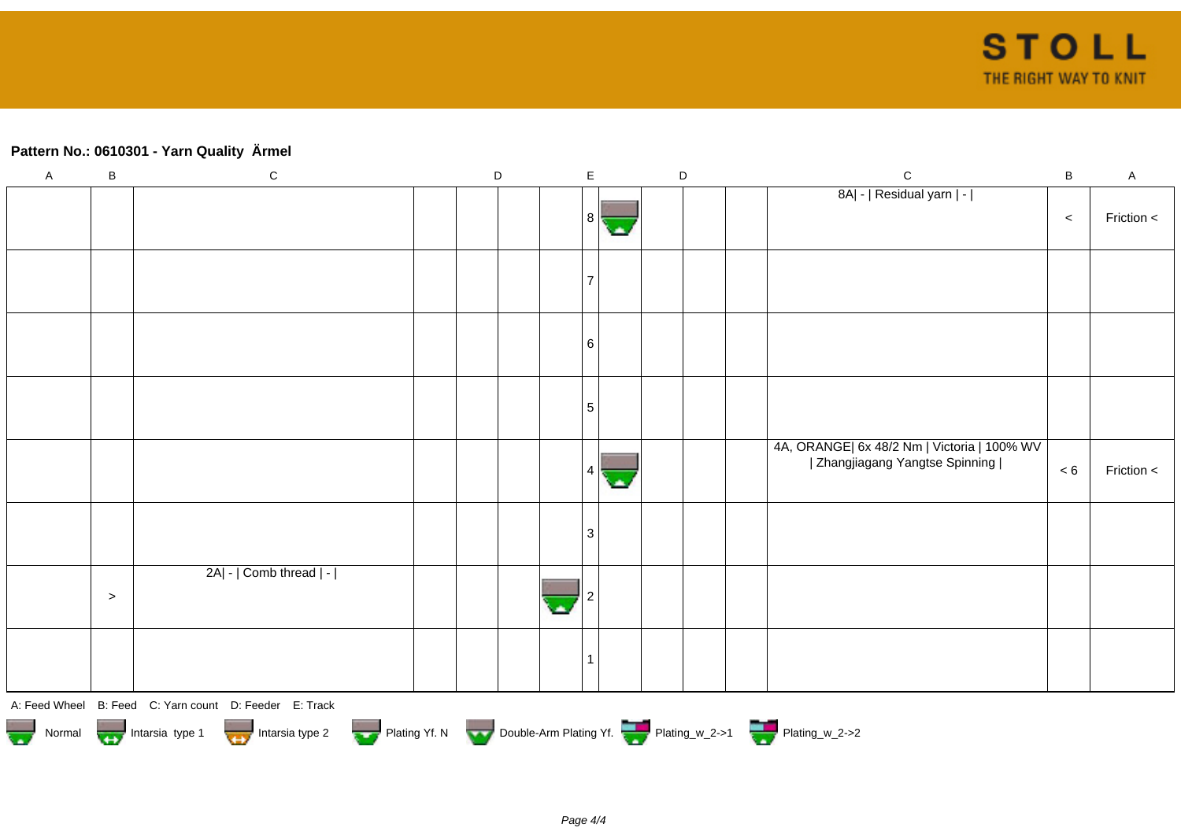## Pattern No.: 0610301 - Yarn Quality  Ärmel

| A | B | C | D | | | | E | | D | | | C | B | A |
|---|---|---|---|---|---|---|---|---|---|---|---|---|---|---|
| | | | | | | | 8 | | | | | 8A\| - \| Residual yarn \| - \| | < | Friction < |
| | | | | | | | 7 | | | | | | | |
| | | | | | | | 6 | | | | | | | |
| | | | | | | | 5 | | | | | | | |
| | | | | | | | 4 | | | | | 4A, ORANGE\| 6x 48/2 Nm \| Victoria \| 100% WV \| Zhangjiagang Yangtse Spinning \| | < 6 | Friction < |
| | | | | | | | 3 | | | | | | | |
| | > | 2A\| - \| Comb thread \| - \| | | | | | 2 | | | | | | | |
| | | | | | | | 1 | | | | | | | |

A: Feed Wheel   B: Feed   C: Yarn count   D: Feeder   E: Track

Normal   Intarsia type 1   Intarsia type 2   Plating Yf. N   Double-Arm Plating Yf.   Plating_w_2->1   Plating_w_2->2